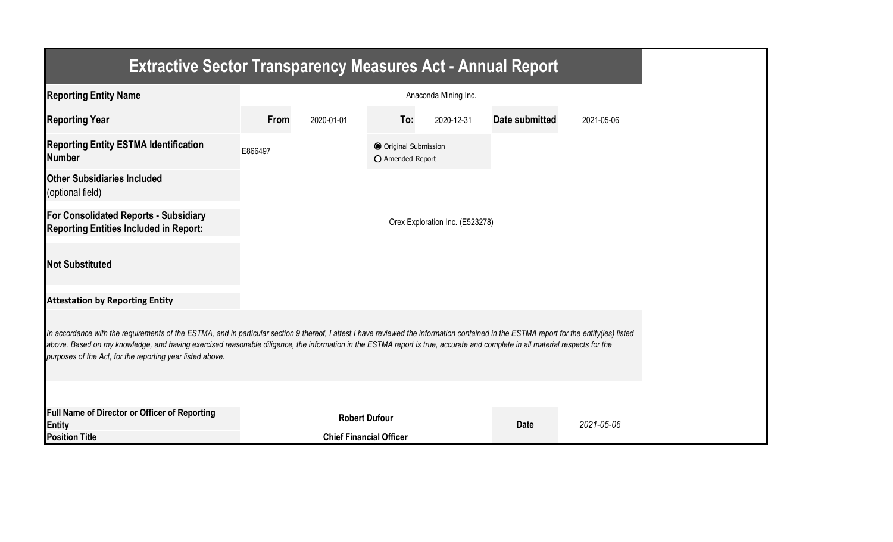# Extractive Sector Transparency Measures Act - Annual Report

| | | | | | | |
|---|---|---|---|---|---|---|
| **Reporting Entity Name** | Anaconda Mining Inc. | | | | | |
| **Reporting Year** | **From** | 2020-01-01 | **To:** | 2020-12-31 | **Date submitted** | 2021-05-06 |
| **Reporting Entity ESTMA Identification Number** | E866497 | | ◉ Original Submission ○ Amended Report | | | |
| **Other Subsidiaries Included** (optional field) | | | | | | |
| **For Consolidated Reports - Subsidiary Reporting Entities Included in Report:** | Orex Exploration Inc. (E523278) | | | | | |
| **Not Substituted** | | | | | | |

**Attestation by Reporting Entity**

*In accordance with the requirements of the ESTMA, and in particular section 9 thereof, I attest I have reviewed the information contained in the ESTMA report for the entity(ies) listed above. Based on my knowledge, and having exercised reasonable diligence, the information in the ESTMA report is true, accurate and complete in all material respects for the purposes of the Act, for the reporting year listed above.*

| | | | |
|---|---|---|---|
| **Full Name of Director or Officer of Reporting Entity** | **Robert Dufour** | **Date** | *2021-05-06* |
| **Position Title** | **Chief Financial Officer** | | |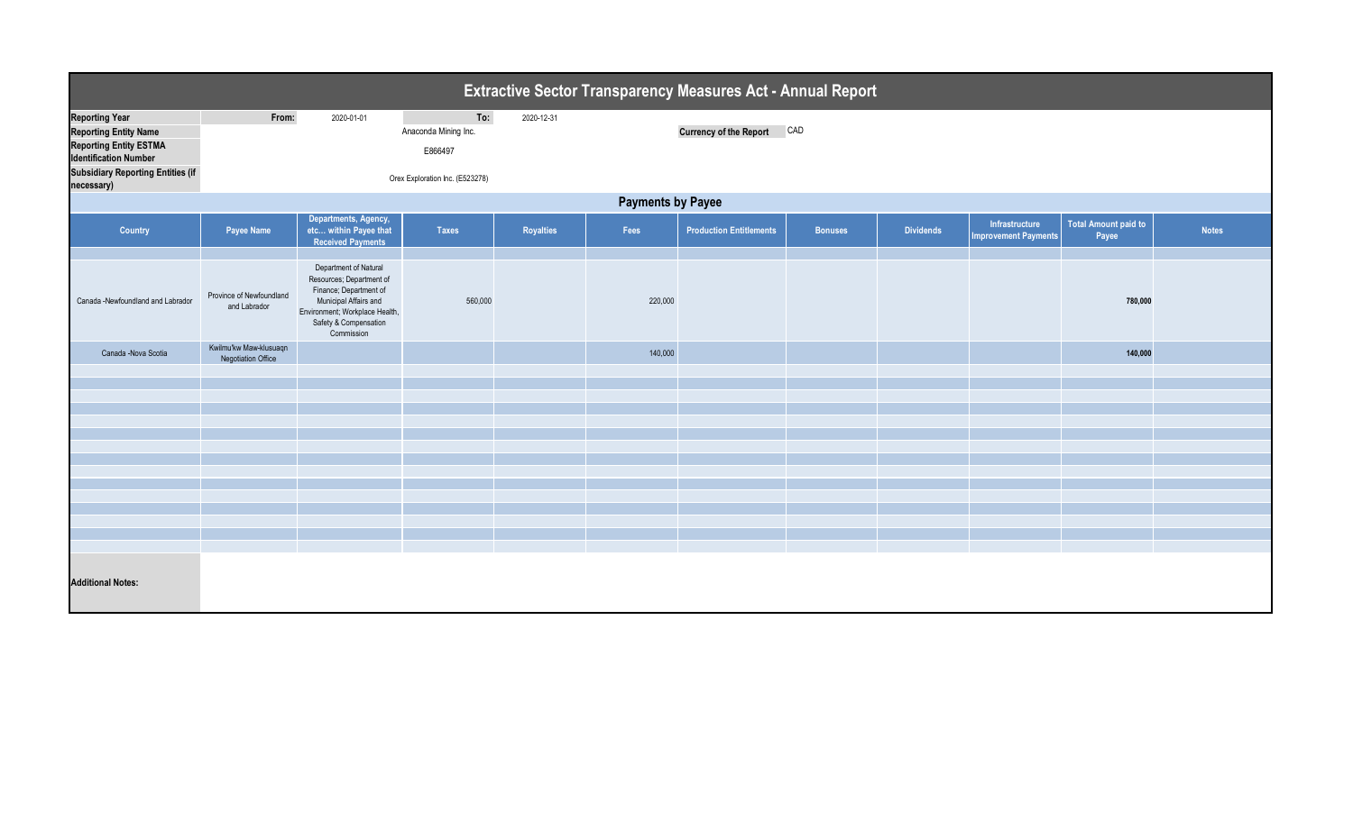# Extractive Sector Transparency Measures Act - Annual Report

| | | | | |
|---|---|---|---|---|
| **Reporting Year** | From: | 2020-01-01 | To: | 2020-12-31 |
| **Reporting Entity Name** | | Anaconda Mining Inc. | | |
| **Reporting Entity ESTMA Identification Number** | | E866497 | | |
| **Subsidiary Reporting Entities (if necessary)** | | Orex Exploration Inc. (E523278) | | |

**Currency of the Report** CAD

## Payments by Payee

| Country | Payee Name | Departments, Agency, etc... within Payee that Received Payments | Taxes | Royalties | Fees | Production Entitlements | Bonuses | Dividends | Infrastructure Improvement Payments | Total Amount paid to Payee | Notes |
|---|---|---|---|---|---|---|---|---|---|---|---|
| Canada -Newfoundland and Labrador | Province of Newfoundland and Labrador | Department of Natural Resources; Department of Finance; Department of Municipal Affairs and Environment; Workplace Health, Safety & Compensation Commission | 560,000 | | 220,000 | | | | | **780,000** | |
| Canada -Nova Scotia | Kwilmu'kw Maw-klusuaqn Negotiation Office | | | | 140,000 | | | | | **140,000** | |

**Additional Notes:**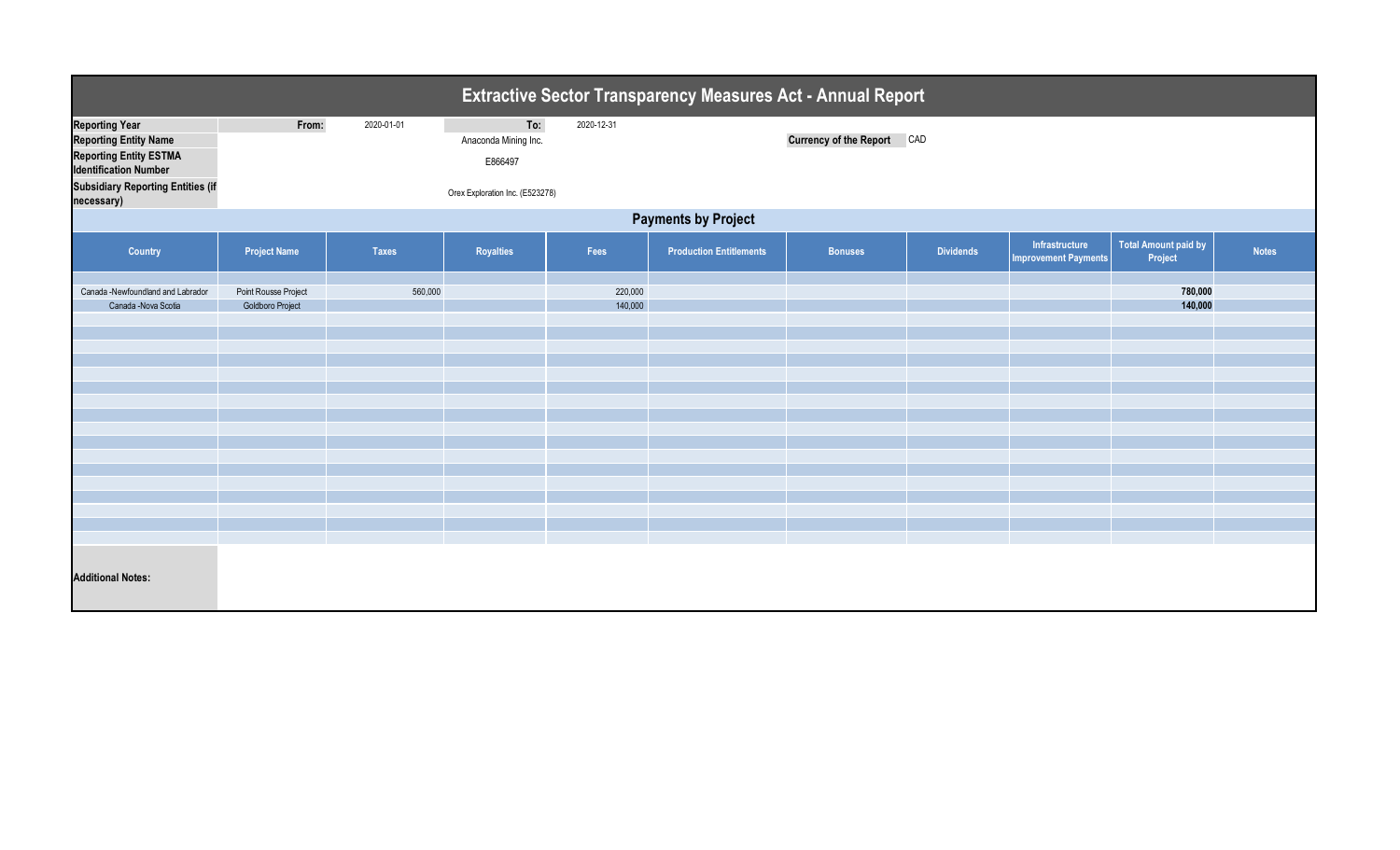# Extractive Sector Transparency Measures Act - Annual Report

| | | | |
|---|---|---|---|
| **Reporting Year** | From: 2020-01-01 | To: 2020-12-31 | |
| **Reporting Entity Name** | Anaconda Mining Inc. | **Currency of the Report** | CAD |
| **Reporting Entity ESTMA Identification Number** | E866497 | | |
| **Subsidiary Reporting Entities (if necessary)** | Orex Exploration Inc. (E523278) | | |

## Payments by Project

| Country | Project Name | Taxes | Royalties | Fees | Production Entitlements | Bonuses | Dividends | Infrastructure Improvement Payments | Total Amount paid by Project | Notes |
|---|---|---|---|---|---|---|---|---|---|---|
| Canada -Newfoundland and Labrador | Point Rousse Project | 560,000 | | 220,000 | | | | | **780,000** | |
| Canada -Nova Scotia | Goldboro Project | | | 140,000 | | | | | **140,000** | |

**Additional Notes:**